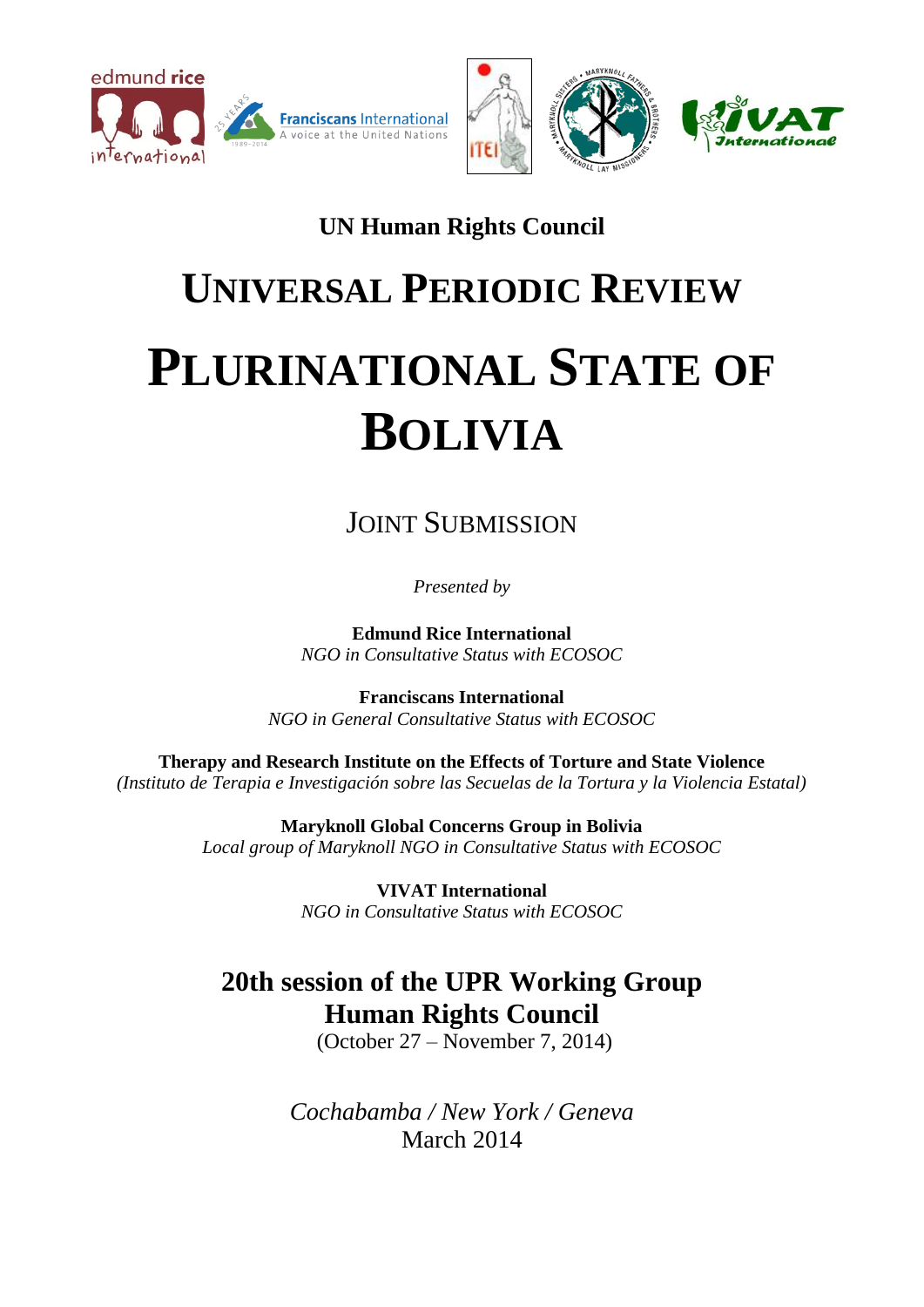## UN Human Rights Council

# Universal Periodic Review

# Plurinational State of Bolivia

## Joint Submission

*Presented by*

**Edmund Rice International**
*NGO in Consultative Status with ECOSOC*

**Franciscans International**
*NGO in General Consultative Status with ECOSOC*

**Therapy and Research Institute on the Effects of Torture and State Violence**
*(Instituto de Terapia e Investigación sobre las Secuelas de la Tortura y la Violencia Estatal)*

**Maryknoll Global Concerns Group in Bolivia**
*Local group of Maryknoll NGO in Consultative Status with ECOSOC*

**VIVAT International**
*NGO in Consultative Status with ECOSOC*

**20th session of the UPR Working Group**
**Human Rights Council**
(October 27 – November 7, 2014)

*Cochabamba / New York / Geneva*
March 2014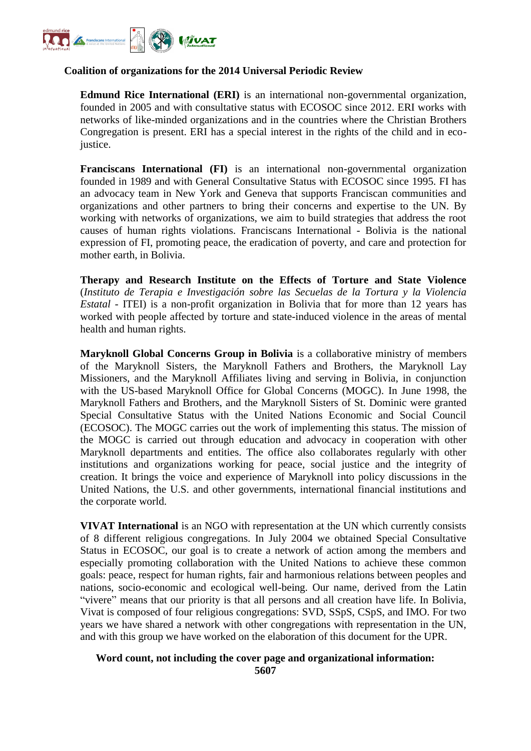**Coalition of organizations for the 2014 Universal Periodic Review**

**Edmund Rice International (ERI)** is an international non-governmental organization, founded in 2005 and with consultative status with ECOSOC since 2012. ERI works with networks of like-minded organizations and in the countries where the Christian Brothers Congregation is present. ERI has a special interest in the rights of the child and in eco-justice.

**Franciscans International (FI)** is an international non-governmental organization founded in 1989 and with General Consultative Status with ECOSOC since 1995. FI has an advocacy team in New York and Geneva that supports Franciscan communities and organizations and other partners to bring their concerns and expertise to the UN. By working with networks of organizations, we aim to build strategies that address the root causes of human rights violations. Franciscans International - Bolivia is the national expression of FI, promoting peace, the eradication of poverty, and care and protection for mother earth, in Bolivia.

**Therapy and Research Institute on the Effects of Torture and State Violence** (*Instituto de Terapia e Investigación sobre las Secuelas de la Tortura y la Violencia Estatal* - ITEI) is a non-profit organization in Bolivia that for more than 12 years has worked with people affected by torture and state-induced violence in the areas of mental health and human rights.

**Maryknoll Global Concerns Group in Bolivia** is a collaborative ministry of members of the Maryknoll Sisters, the Maryknoll Fathers and Brothers, the Maryknoll Lay Missioners, and the Maryknoll Affiliates living and serving in Bolivia, in conjunction with the US-based Maryknoll Office for Global Concerns (MOGC). In June 1998, the Maryknoll Fathers and Brothers, and the Maryknoll Sisters of St. Dominic were granted Special Consultative Status with the United Nations Economic and Social Council (ECOSOC). The MOGC carries out the work of implementing this status. The mission of the MOGC is carried out through education and advocacy in cooperation with other Maryknoll departments and entities. The office also collaborates regularly with other institutions and organizations working for peace, social justice and the integrity of creation. It brings the voice and experience of Maryknoll into policy discussions in the United Nations, the U.S. and other governments, international financial institutions and the corporate world.

**VIVAT International** is an NGO with representation at the UN which currently consists of 8 different religious congregations. In July 2004 we obtained Special Consultative Status in ECOSOC, our goal is to create a network of action among the members and especially promoting collaboration with the United Nations to achieve these common goals: peace, respect for human rights, fair and harmonious relations between peoples and nations, socio-economic and ecological well-being. Our name, derived from the Latin "vivere" means that our priority is that all persons and all creation have life. In Bolivia, Vivat is composed of four religious congregations: SVD, SSpS, CSpS, and IMO. For two years we have shared a network with other congregations with representation in the UN, and with this group we have worked on the elaboration of this document for the UPR.

**Word count, not including the cover page and organizational information: 5607**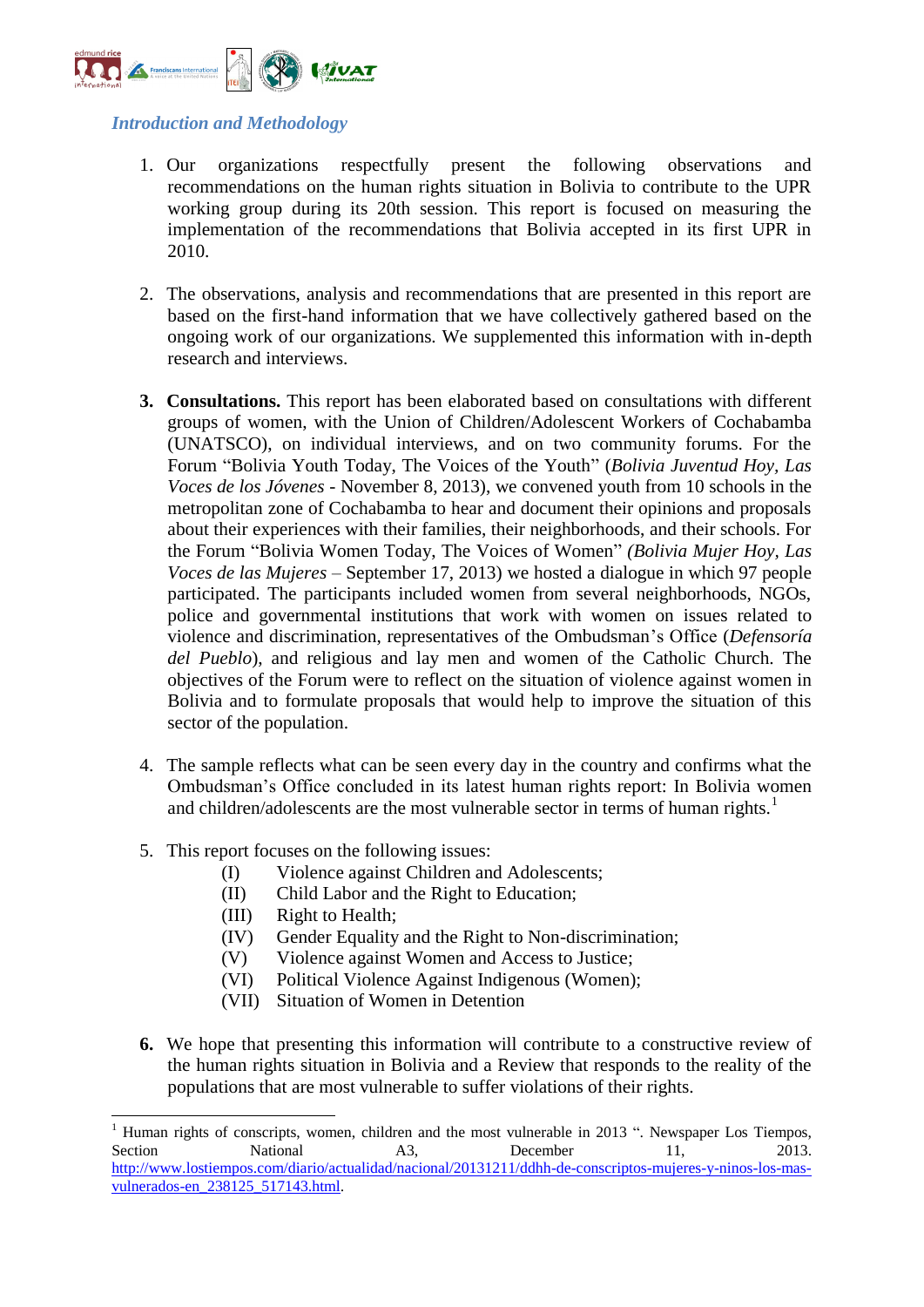### *Introduction and Methodology*

1. Our organizations respectfully present the following observations and recommendations on the human rights situation in Bolivia to contribute to the UPR working group during its 20th session. This report is focused on measuring the implementation of the recommendations that Bolivia accepted in its first UPR in 2010.

2. The observations, analysis and recommendations that are presented in this report are based on the first-hand information that we have collectively gathered based on the ongoing work of our organizations. We supplemented this information with in-depth research and interviews.

3. **Consultations.** This report has been elaborated based on consultations with different groups of women, with the Union of Children/Adolescent Workers of Cochabamba (UNATSCO), on individual interviews, and on two community forums. For the Forum "Bolivia Youth Today, The Voices of the Youth" (*Bolivia Juventud Hoy, Las Voces de los Jóvenes* - November 8, 2013), we convened youth from 10 schools in the metropolitan zone of Cochabamba to hear and document their opinions and proposals about their experiences with their families, their neighborhoods, and their schools. For the Forum "Bolivia Women Today, The Voices of Women" *(Bolivia Mujer Hoy, Las Voces de las Mujeres* – September 17, 2013) we hosted a dialogue in which 97 people participated. The participants included women from several neighborhoods, NGOs, police and governmental institutions that work with women on issues related to violence and discrimination, representatives of the Ombudsman's Office (*Defensoría del Pueblo*), and religious and lay men and women of the Catholic Church. The objectives of the Forum were to reflect on the situation of violence against women in Bolivia and to formulate proposals that would help to improve the situation of this sector of the population.

4. The sample reflects what can be seen every day in the country and confirms what the Ombudsman's Office concluded in its latest human rights report: In Bolivia women and children/adolescents are the most vulnerable sector in terms of human rights.[1]

5. This report focuses on the following issues:
   - (I) Violence against Children and Adolescents;
   - (II) Child Labor and the Right to Education;
   - (III) Right to Health;
   - (IV) Gender Equality and the Right to Non-discrimination;
   - (V) Violence against Women and Access to Justice;
   - (VI) Political Violence Against Indigenous (Women);
   - (VII) Situation of Women in Detention

6. We hope that presenting this information will contribute to a constructive review of the human rights situation in Bolivia and a Review that responds to the reality of the populations that are most vulnerable to suffer violations of their rights.

---

[1] Human rights of conscripts, women, children and the most vulnerable in 2013 ". Newspaper Los Tiempos, Section National A3, December 11, 2013. http://www.lostiempos.com/diario/actualidad/nacional/20131211/ddhh-de-conscriptos-mujeres-y-ninos-los-mas-vulnerados-en_238125_517143.html.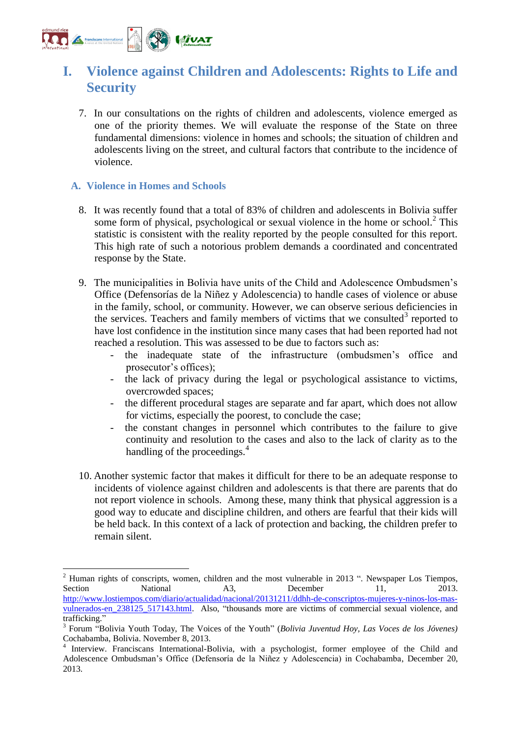# I. Violence against Children and Adolescents: Rights to Life and Security

7. In our consultations on the rights of children and adolescents, violence emerged as one of the priority themes. We will evaluate the response of the State on three fundamental dimensions: violence in homes and schools; the situation of children and adolescents living on the street, and cultural factors that contribute to the incidence of violence.

## A. Violence in Homes and Schools

8. It was recently found that a total of 83% of children and adolescents in Bolivia suffer some form of physical, psychological or sexual violence in the home or school.[2] This statistic is consistent with the reality reported by the people consulted for this report. This high rate of such a notorious problem demands a coordinated and concentrated response by the State.

9. The municipalities in Bolivia have units of the Child and Adolescence Ombudsmen's Office (Defensorías de la Niñez y Adolescencia) to handle cases of violence or abuse in the family, school, or community. However, we can observe serious deficiencies in the services. Teachers and family members of victims that we consulted[3] reported to have lost confidence in the institution since many cases that had been reported had not reached a resolution. This was assessed to be due to factors such as:
   - the inadequate state of the infrastructure (ombudsmen's office and prosecutor's offices);
   - the lack of privacy during the legal or psychological assistance to victims, overcrowded spaces;
   - the different procedural stages are separate and far apart, which does not allow for victims, especially the poorest, to conclude the case;
   - the constant changes in personnel which contributes to the failure to give continuity and resolution to the cases and also to the lack of clarity as to the handling of the proceedings.[4]

10. Another systemic factor that makes it difficult for there to be an adequate response to incidents of violence against children and adolescents is that there are parents that do not report violence in schools. Among these, many think that physical aggression is a good way to educate and discipline children, and others are fearful that their kids will be held back. In this context of a lack of protection and backing, the children prefer to remain silent.

---

[2] Human rights of conscripts, women, children and the most vulnerable in 2013 ". Newspaper Los Tiempos, Section National A3, December 11, 2013. http://www.lostiempos.com/diario/actualidad/nacional/20131211/ddhh-de-conscriptos-mujeres-y-ninos-los-mas-vulnerados-en_238125_517143.html. Also, "thousands more are victims of commercial sexual violence, and trafficking."

[3] Forum "Bolivia Youth Today, The Voices of the Youth" (*Bolivia Juventud Hoy, Las Voces de los Jóvenes)* Cochabamba, Bolivia. November 8, 2013.

[4] Interview. Franciscans International-Bolivia, with a psychologist, former employee of the Child and Adolescence Ombudsman's Office (Defensoría de la Niñez y Adolescencia) in Cochabamba, December 20, 2013.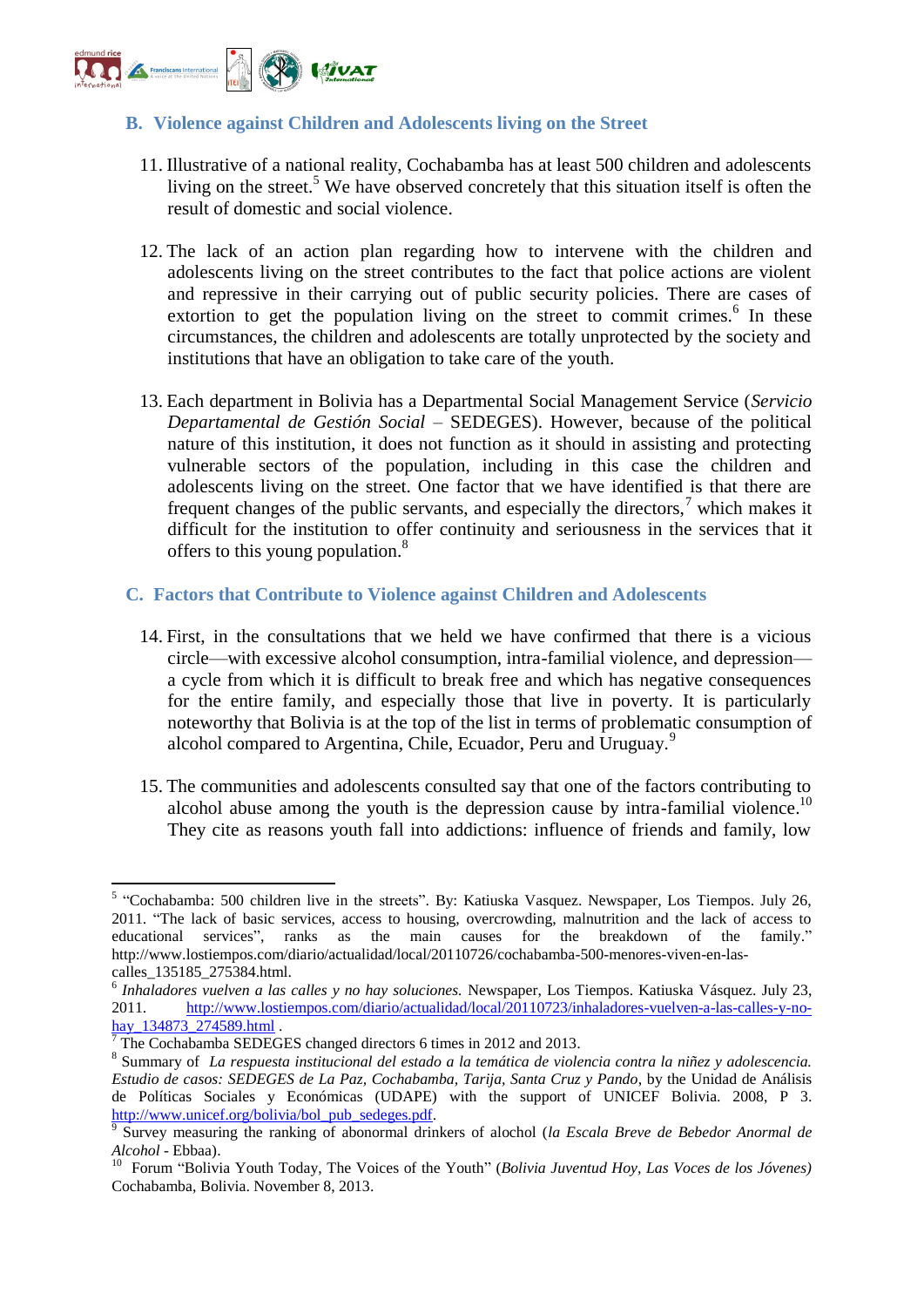## B. Violence against Children and Adolescents living on the Street

11. Illustrative of a national reality, Cochabamba has at least 500 children and adolescents living on the street.[5] We have observed concretely that this situation itself is often the result of domestic and social violence.

12. The lack of an action plan regarding how to intervene with the children and adolescents living on the street contributes to the fact that police actions are violent and repressive in their carrying out of public security policies. There are cases of extortion to get the population living on the street to commit crimes.[6] In these circumstances, the children and adolescents are totally unprotected by the society and institutions that have an obligation to take care of the youth.

13. Each department in Bolivia has a Departmental Social Management Service (*Servicio Departamental de Gestión Social* – SEDEGES). However, because of the political nature of this institution, it does not function as it should in assisting and protecting vulnerable sectors of the population, including in this case the children and adolescents living on the street. One factor that we have identified is that there are frequent changes of the public servants, and especially the directors,[7] which makes it difficult for the institution to offer continuity and seriousness in the services that it offers to this young population.[8]

## C. Factors that Contribute to Violence against Children and Adolescents

14. First, in the consultations that we held we have confirmed that there is a vicious circle—with excessive alcohol consumption, intra-familial violence, and depression—a cycle from which it is difficult to break free and which has negative consequences for the entire family, and especially those that live in poverty. It is particularly noteworthy that Bolivia is at the top of the list in terms of problematic consumption of alcohol compared to Argentina, Chile, Ecuador, Peru and Uruguay.[9]

15. The communities and adolescents consulted say that one of the factors contributing to alcohol abuse among the youth is the depression cause by intra-familial violence.[10] They cite as reasons youth fall into addictions: influence of friends and family, low

---

[5] "Cochabamba: 500 children live in the streets". By: Katiuska Vasquez. Newspaper, Los Tiempos. July 26, 2011. "The lack of basic services, access to housing, overcrowding, malnutrition and the lack of access to educational services", ranks as the main causes for the breakdown of the family." http://www.lostiempos.com/diario/actualidad/local/20110726/cochabamba-500-menores-viven-en-las-calles_135185_275384.html.

[6] *Inhaladores vuelven a las calles y no hay soluciones.* Newspaper, Los Tiempos. Katiuska Vásquez. July 23, 2011. http://www.lostiempos.com/diario/actualidad/local/20110723/inhaladores-vuelven-a-las-calles-y-no-hay_134873_274589.html .

[7] The Cochabamba SEDEGES changed directors 6 times in 2012 and 2013.

[8] Summary of *La respuesta institucional del estado a la temática de violencia contra la niñez y adolescencia. Estudio de casos: SEDEGES de La Paz, Cochabamba, Tarija, Santa Cruz y Pando*, by the Unidad de Análisis de Políticas Sociales y Económicas (UDAPE) with the support of UNICEF Bolivia. 2008, P 3. http://www.unicef.org/bolivia/bol_pub_sedeges.pdf.

[9] Survey measuring the ranking of abonormal drinkers of alochol (*la Escala Breve de Bebedor Anormal de Alcohol* - Ebbaa).

[10] Forum "Bolivia Youth Today, The Voices of the Youth" (*Bolivia Juventud Hoy, Las Voces de los Jóvenes)* Cochabamba, Bolivia. November 8, 2013.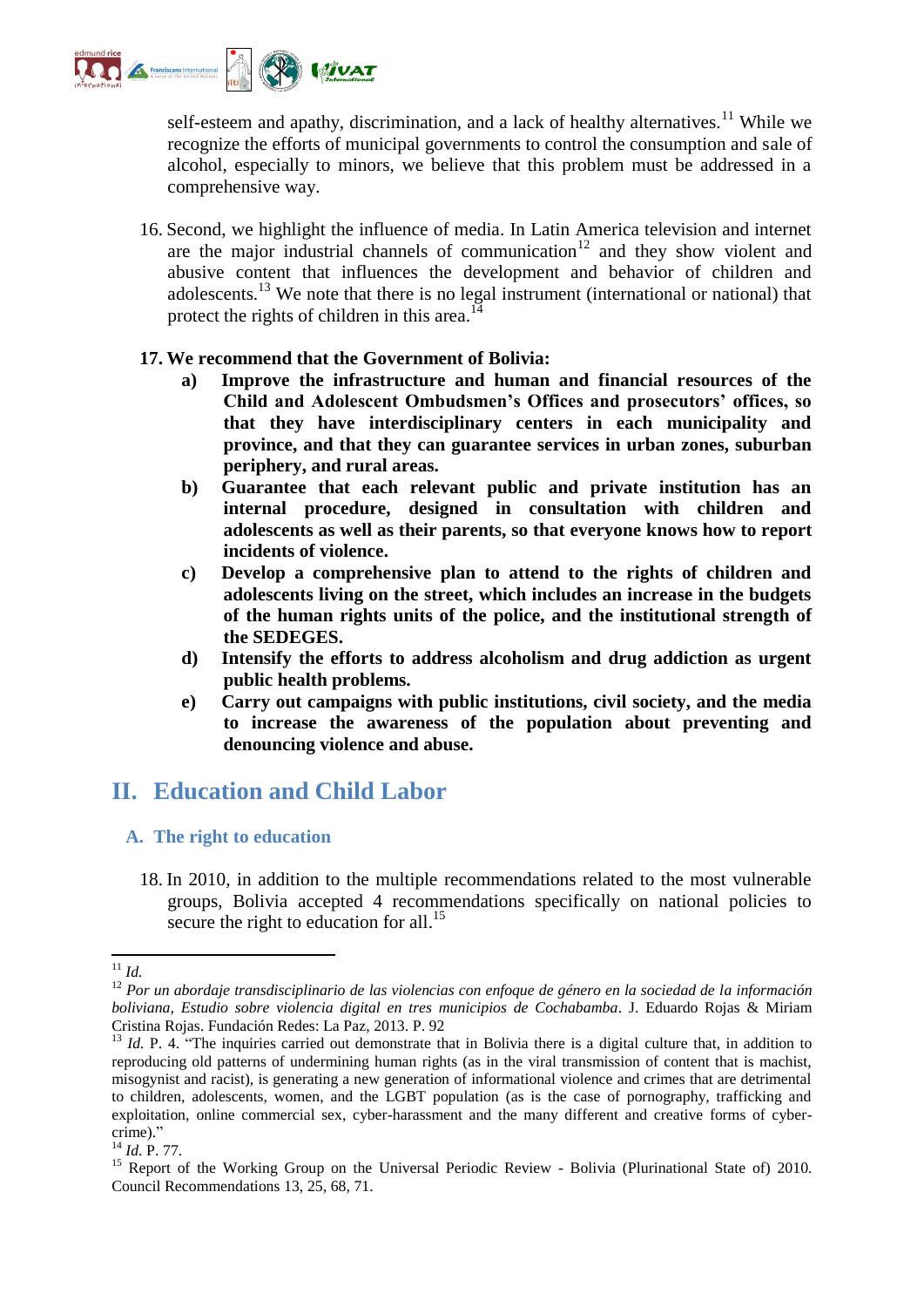self-esteem and apathy, discrimination, and a lack of healthy alternatives.[11] While we recognize the efforts of municipal governments to control the consumption and sale of alcohol, especially to minors, we believe that this problem must be addressed in a comprehensive way.

16. Second, we highlight the influence of media. In Latin America television and internet are the major industrial channels of communication[12] and they show violent and abusive content that influences the development and behavior of children and adolescents.[13] We note that there is no legal instrument (international or national) that protect the rights of children in this area.[14]

17. **We recommend that the Government of Bolivia:**
    a) **Improve the infrastructure and human and financial resources of the Child and Adolescent Ombudsmen's Offices and prosecutors' offices, so that they have interdisciplinary centers in each municipality and province, and that they can guarantee services in urban zones, suburban periphery, and rural areas.**
    b) **Guarantee that each relevant public and private institution has an internal procedure, designed in consultation with children and adolescents as well as their parents, so that everyone knows how to report incidents of violence.**
    c) **Develop a comprehensive plan to attend to the rights of children and adolescents living on the street, which includes an increase in the budgets of the human rights units of the police, and the institutional strength of the SEDEGES.**
    d) **Intensify the efforts to address alcoholism and drug addiction as urgent public health problems.**
    e) **Carry out campaigns with public institutions, civil society, and the media to increase the awareness of the population about preventing and denouncing violence and abuse.**

## II. Education and Child Labor

### A. The right to education

18. In 2010, in addition to the multiple recommendations related to the most vulnerable groups, Bolivia accepted 4 recommendations specifically on national policies to secure the right to education for all.[15]

---

[11] *Id.*

[12] *Por un abordaje transdisciplinario de las violencias con enfoque de género en la sociedad de la información boliviana, Estudio sobre violencia digital en tres municipios de Cochabamba*. J. Eduardo Rojas & Miriam Cristina Rojas. Fundación Redes: La Paz, 2013. P. 92

[13] *Id.* P. 4. "The inquiries carried out demonstrate that in Bolivia there is a digital culture that, in addition to reproducing old patterns of undermining human rights (as in the viral transmission of content that is machist, misogynist and racist), is generating a new generation of informational violence and crimes that are detrimental to children, adolescents, women, and the LGBT population (as is the case of pornography, trafficking and exploitation, online commercial sex, cyber-harassment and the many different and creative forms of cyber-crime)."

[14] *Id.* P. 77.

[15] Report of the Working Group on the Universal Periodic Review - Bolivia (Plurinational State of) 2010. Council Recommendations 13, 25, 68, 71.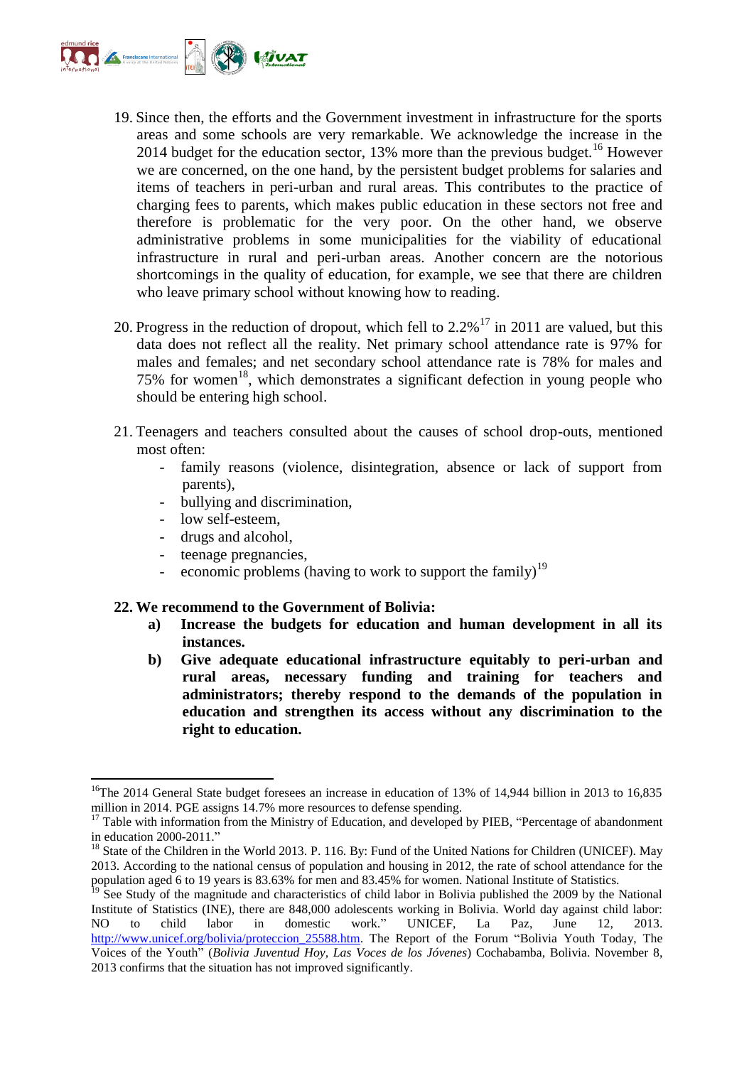19. Since then, the efforts and the Government investment in infrastructure for the sports areas and some schools are very remarkable. We acknowledge the increase in the 2014 budget for the education sector, 13% more than the previous budget.[16] However we are concerned, on the one hand, by the persistent budget problems for salaries and items of teachers in peri-urban and rural areas. This contributes to the practice of charging fees to parents, which makes public education in these sectors not free and therefore is problematic for the very poor. On the other hand, we observe administrative problems in some municipalities for the viability of educational infrastructure in rural and peri-urban areas. Another concern are the notorious shortcomings in the quality of education, for example, we see that there are children who leave primary school without knowing how to reading.

20. Progress in the reduction of dropout, which fell to 2.2%[17] in 2011 are valued, but this data does not reflect all the reality. Net primary school attendance rate is 97% for males and females; and net secondary school attendance rate is 78% for males and 75% for women[18], which demonstrates a significant defection in young people who should be entering high school.

21. Teenagers and teachers consulted about the causes of school drop-outs, mentioned most often:
    - family reasons (violence, disintegration, absence or lack of support from parents),
    - bullying and discrimination,
    - low self-esteem,
    - drugs and alcohol,
    - teenage pregnancies,
    - economic problems (having to work to support the family)[19]

**22. We recommend to the Government of Bolivia:**

**a) Increase the budgets for education and human development in all its instances.**

**b) Give adequate educational infrastructure equitably to peri-urban and rural areas, necessary funding and training for teachers and administrators; thereby respond to the demands of the population in education and strengthen its access without any discrimination to the right to education.**

---

[16] The 2014 General State budget foresees an increase in education of 13% of 14,944 billion in 2013 to 16,835 million in 2014. PGE assigns 14.7% more resources to defense spending.

[17] Table with information from the Ministry of Education, and developed by PIEB, "Percentage of abandonment in education 2000-2011."

[18] State of the Children in the World 2013. P. 116. By: Fund of the United Nations for Children (UNICEF). May 2013. According to the national census of population and housing in 2012, the rate of school attendance for the population aged 6 to 19 years is 83.63% for men and 83.45% for women. National Institute of Statistics.

[19] See Study of the magnitude and characteristics of child labor in Bolivia published the 2009 by the National Institute of Statistics (INE), there are 848,000 adolescents working in Bolivia. World day against child labor: NO to child labor in domestic work." UNICEF, La Paz, June 12, 2013. http://www.unicef.org/bolivia/proteccion_25588.htm. The Report of the Forum "Bolivia Youth Today, The Voices of the Youth" (*Bolivia Juventud Hoy, Las Voces de los Jóvenes*) Cochabamba, Bolivia. November 8, 2013 confirms that the situation has not improved significantly.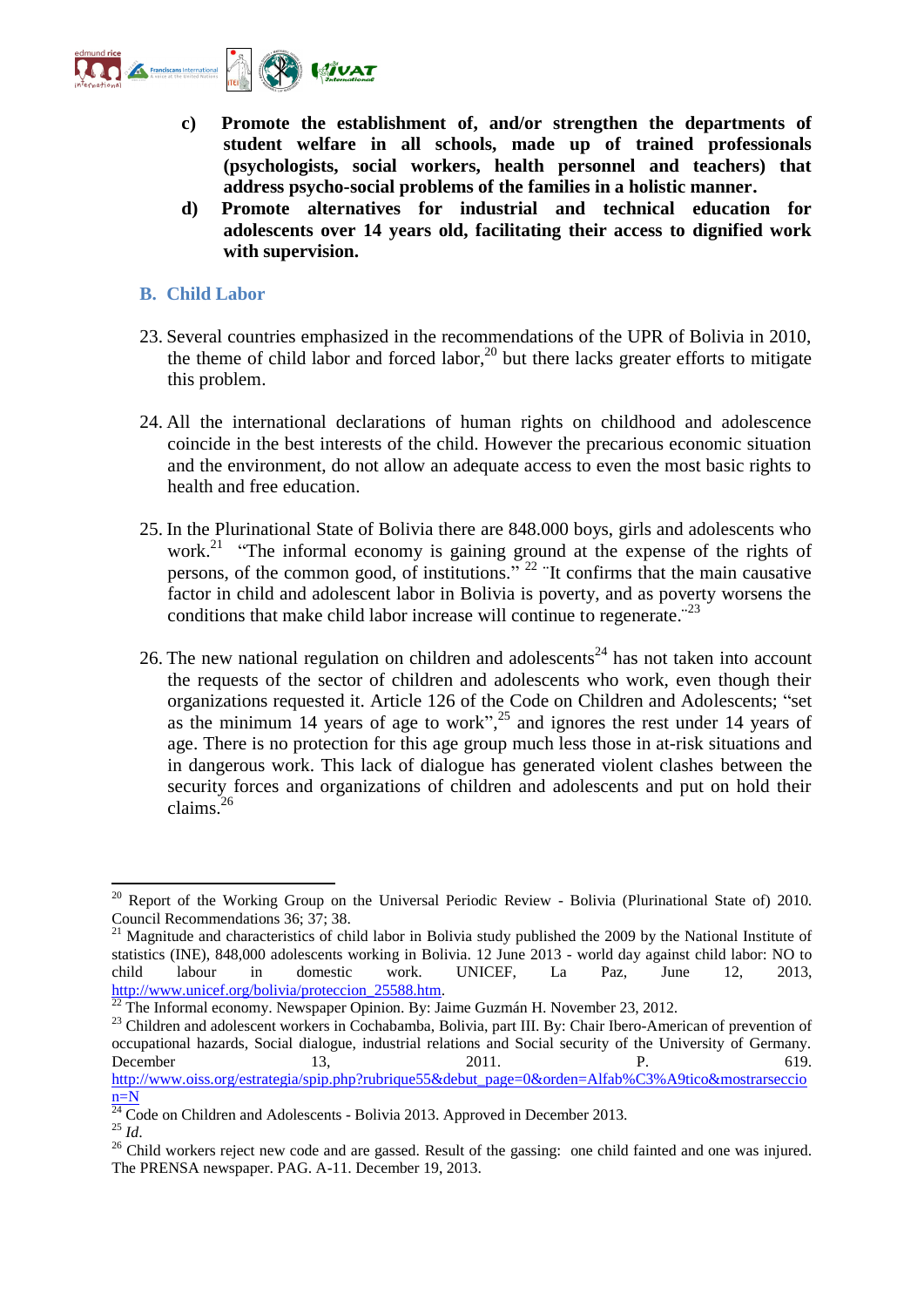c) **Promote the establishment of, and/or strengthen the departments of student welfare in all schools, made up of trained professionals (psychologists, social workers, health personnel and teachers) that address psycho-social problems of the families in a holistic manner.**

d) **Promote alternatives for industrial and technical education for adolescents over 14 years old, facilitating their access to dignified work with supervision.**

## B. Child Labor

23. Several countries emphasized in the recommendations of the UPR of Bolivia in 2010, the theme of child labor and forced labor,[20] but there lacks greater efforts to mitigate this problem.

24. All the international declarations of human rights on childhood and adolescence coincide in the best interests of the child. However the precarious economic situation and the environment, do not allow an adequate access to even the most basic rights to health and free education.

25. In the Plurinational State of Bolivia there are 848.000 boys, girls and adolescents who work.[21] "The informal economy is gaining ground at the expense of the rights of persons, of the common good, of institutions." [22] ¨It confirms that the main causative factor in child and adolescent labor in Bolivia is poverty, and as poverty worsens the conditions that make child labor increase will continue to regenerate.¨[23]

26. The new national regulation on children and adolescents[24] has not taken into account the requests of the sector of children and adolescents who work, even though their organizations requested it. Article 126 of the Code on Children and Adolescents; "set as the minimum 14 years of age to work",[25] and ignores the rest under 14 years of age. There is no protection for this age group much less those in at-risk situations and in dangerous work. This lack of dialogue has generated violent clashes between the security forces and organizations of children and adolescents and put on hold their claims.[26]

---

[20] Report of the Working Group on the Universal Periodic Review - Bolivia (Plurinational State of) 2010. Council Recommendations 36; 37; 38.

[21] Magnitude and characteristics of child labor in Bolivia study published the 2009 by the National Institute of statistics (INE), 848,000 adolescents working in Bolivia. 12 June 2013 - world day against child labor: NO to child labour in domestic work. UNICEF, La Paz, June 12, 2013, http://www.unicef.org/bolivia/proteccion_25588.htm.

[22] The Informal economy. Newspaper Opinion. By: Jaime Guzmán H. November 23, 2012.

[23] Children and adolescent workers in Cochabamba, Bolivia, part III. By: Chair Ibero-American of prevention of occupational hazards, Social dialogue, industrial relations and Social security of the University of Germany. December 13, 2011. P. 619. http://www.oiss.org/estrategia/spip.php?rubrique55&debut_page=0&orden=Alfab%C3%A9tico&mostrarseccion=N

[24] Code on Children and Adolescents - Bolivia 2013. Approved in December 2013.

[25] *Id*.

[26] Child workers reject new code and are gassed. Result of the gassing: one child fainted and one was injured. The PRENSA newspaper. PAG. A-11. December 19, 2013.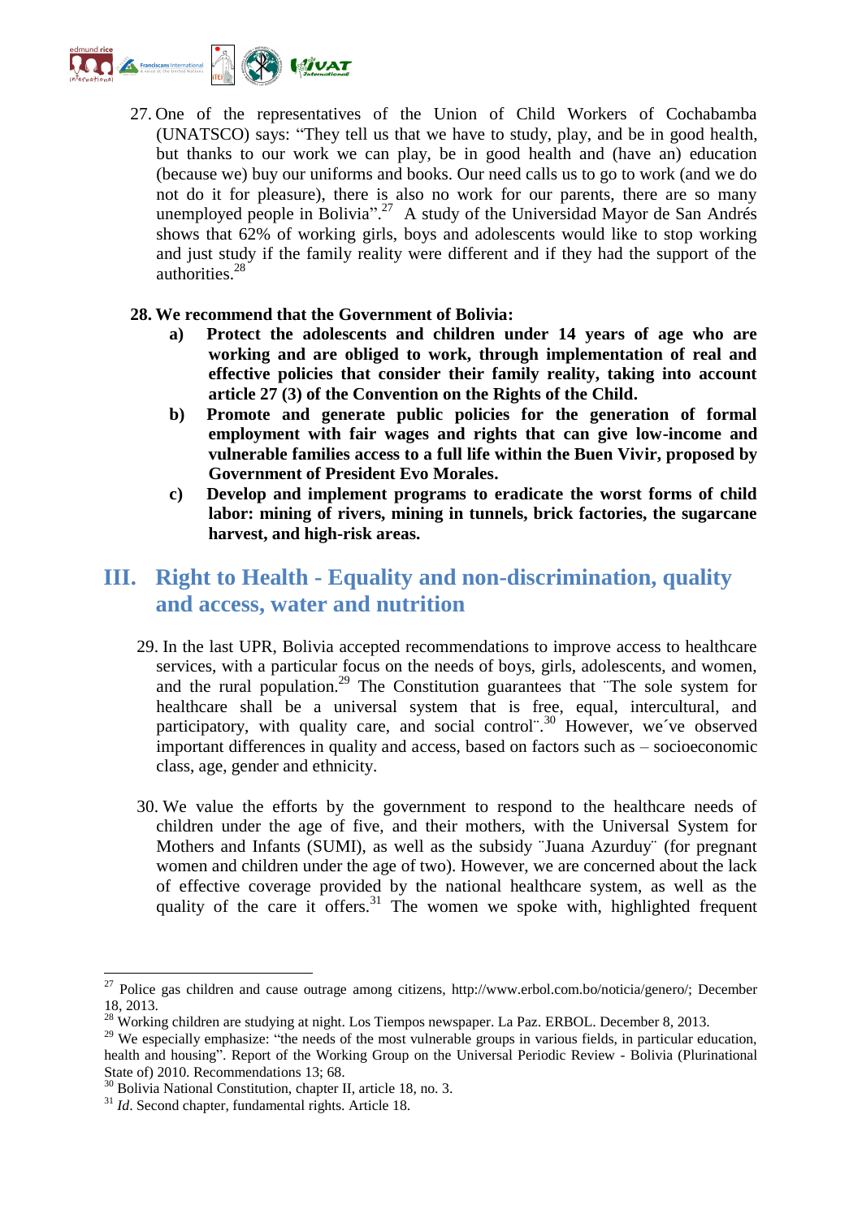27. One of the representatives of the Union of Child Workers of Cochabamba (UNATSCO) says: "They tell us that we have to study, play, and be in good health, but thanks to our work we can play, be in good health and (have an) education (because we) buy our uniforms and books. Our need calls us to go to work (and we do not do it for pleasure), there is also no work for our parents, there are so many unemployed people in Bolivia".[27] A study of the Universidad Mayor de San Andrés shows that 62% of working girls, boys and adolescents would like to stop working and just study if the family reality were different and if they had the support of the authorities.[28]

**28. We recommend that the Government of Bolivia:**

- **a) Protect the adolescents and children under 14 years of age who are working and are obliged to work, through implementation of real and effective policies that consider their family reality, taking into account article 27 (3) of the Convention on the Rights of the Child.**
- **b) Promote and generate public policies for the generation of formal employment with fair wages and rights that can give low-income and vulnerable families access to a full life within the Buen Vivir, proposed by Government of President Evo Morales.**
- **c) Develop and implement programs to eradicate the worst forms of child labor: mining of rivers, mining in tunnels, brick factories, the sugarcane harvest, and high-risk areas.**

## III. Right to Health - Equality and non-discrimination, quality and access, water and nutrition

29. In the last UPR, Bolivia accepted recommendations to improve access to healthcare services, with a particular focus on the needs of boys, girls, adolescents, and women, and the rural population.[29] The Constitution guarantees that ¨The sole system for healthcare shall be a universal system that is free, equal, intercultural, and participatory, with quality care, and social control¨.[30] However, we´ve observed important differences in quality and access, based on factors such as – socioeconomic class, age, gender and ethnicity.

30. We value the efforts by the government to respond to the healthcare needs of children under the age of five, and their mothers, with the Universal System for Mothers and Infants (SUMI), as well as the subsidy ¨Juana Azurduy¨ (for pregnant women and children under the age of two). However, we are concerned about the lack of effective coverage provided by the national healthcare system, as well as the quality of the care it offers.[31] The women we spoke with, highlighted frequent

---

[27] Police gas children and cause outrage among citizens, http://www.erbol.com.bo/noticia/genero/; December 18, 2013.

[28] Working children are studying at night. Los Tiempos newspaper. La Paz. ERBOL. December 8, 2013.

[29] We especially emphasize: "the needs of the most vulnerable groups in various fields, in particular education, health and housing". Report of the Working Group on the Universal Periodic Review - Bolivia (Plurinational State of) 2010. Recommendations 13; 68.

[30] Bolivia National Constitution, chapter II, article 18, no. 3.

[31] *Id*. Second chapter, fundamental rights. Article 18.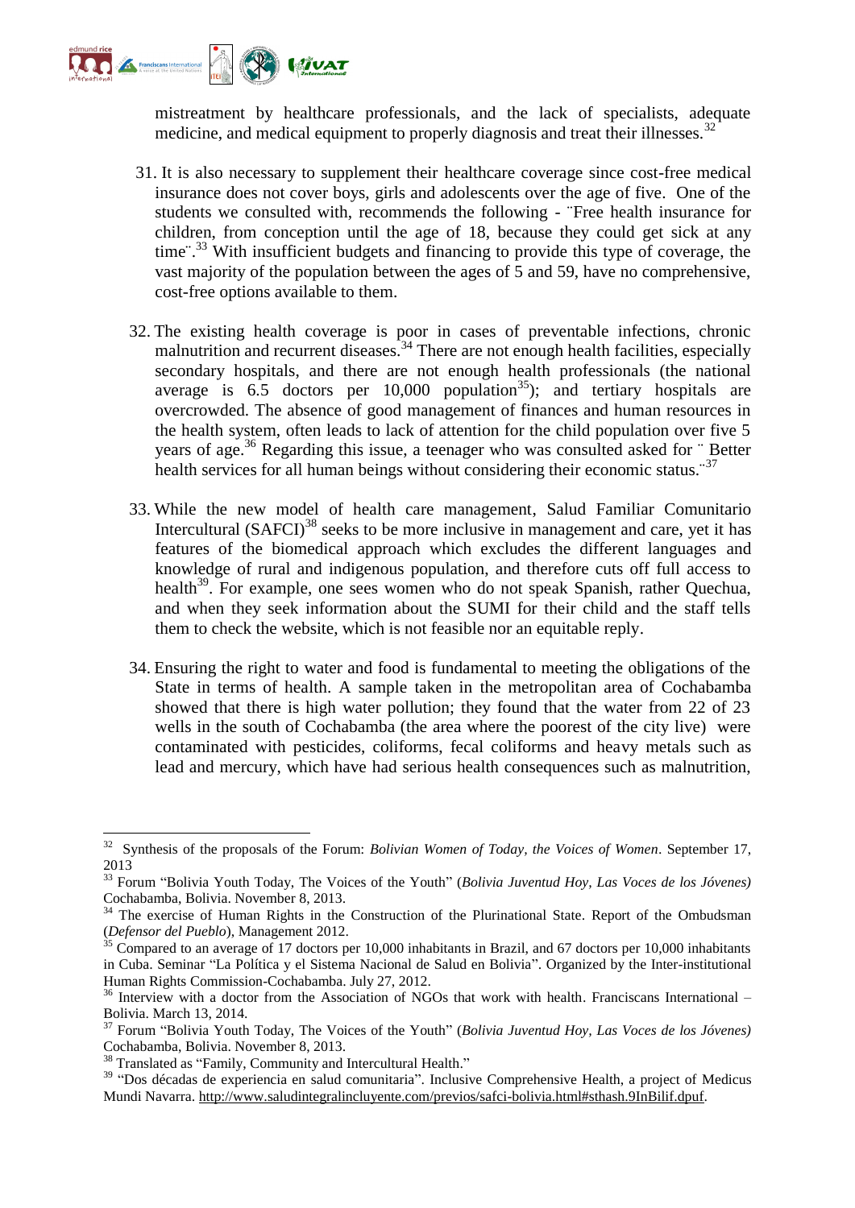mistreatment by healthcare professionals, and the lack of specialists, adequate medicine, and medical equipment to properly diagnosis and treat their illnesses.[32]

31. It is also necessary to supplement their healthcare coverage since cost-free medical insurance does not cover boys, girls and adolescents over the age of five. One of the students we consulted with, recommends the following - ¨Free health insurance for children, from conception until the age of 18, because they could get sick at any time¨.[33] With insufficient budgets and financing to provide this type of coverage, the vast majority of the population between the ages of 5 and 59, have no comprehensive, cost-free options available to them.

32. The existing health coverage is poor in cases of preventable infections, chronic malnutrition and recurrent diseases.[34] There are not enough health facilities, especially secondary hospitals, and there are not enough health professionals (the national average is 6.5 doctors per 10,000 population[35]); and tertiary hospitals are overcrowded. The absence of good management of finances and human resources in the health system, often leads to lack of attention for the child population over five 5 years of age.[36] Regarding this issue, a teenager who was consulted asked for ¨ Better health services for all human beings without considering their economic status.¨[37]

33. While the new model of health care management, Salud Familiar Comunitario Intercultural (SAFCI)[38] seeks to be more inclusive in management and care, yet it has features of the biomedical approach which excludes the different languages and knowledge of rural and indigenous population, and therefore cuts off full access to health[39]. For example, one sees women who do not speak Spanish, rather Quechua, and when they seek information about the SUMI for their child and the staff tells them to check the website, which is not feasible nor an equitable reply.

34. Ensuring the right to water and food is fundamental to meeting the obligations of the State in terms of health. A sample taken in the metropolitan area of Cochabamba showed that there is high water pollution; they found that the water from 22 of 23 wells in the south of Cochabamba (the area where the poorest of the city live) were contaminated with pesticides, coliforms, fecal coliforms and heavy metals such as lead and mercury, which have had serious health consequences such as malnutrition,

---

[32] Synthesis of the proposals of the Forum: *Bolivian Women of Today, the Voices of Women*. September 17, 2013

[33] Forum "Bolivia Youth Today, The Voices of the Youth" (*Bolivia Juventud Hoy, Las Voces de los Jóvenes)* Cochabamba, Bolivia. November 8, 2013.

[34] The exercise of Human Rights in the Construction of the Plurinational State. Report of the Ombudsman (*Defensor del Pueblo*), Management 2012.

[35] Compared to an average of 17 doctors per 10,000 inhabitants in Brazil, and 67 doctors per 10,000 inhabitants in Cuba. Seminar "La Política y el Sistema Nacional de Salud en Bolivia". Organized by the Inter-institutional Human Rights Commission-Cochabamba. July 27, 2012.

[36] Interview with a doctor from the Association of NGOs that work with health. Franciscans International – Bolivia. March 13, 2014.

[37] Forum "Bolivia Youth Today, The Voices of the Youth" (*Bolivia Juventud Hoy, Las Voces de los Jóvenes)* Cochabamba, Bolivia. November 8, 2013.

[38] Translated as "Family, Community and Intercultural Health."

[39] "Dos décadas de experiencia en salud comunitaria". Inclusive Comprehensive Health, a project of Medicus Mundi Navarra. http://www.saludintegralincluyente.com/previos/safci-bolivia.html#sthash.9InBilif.dpuf.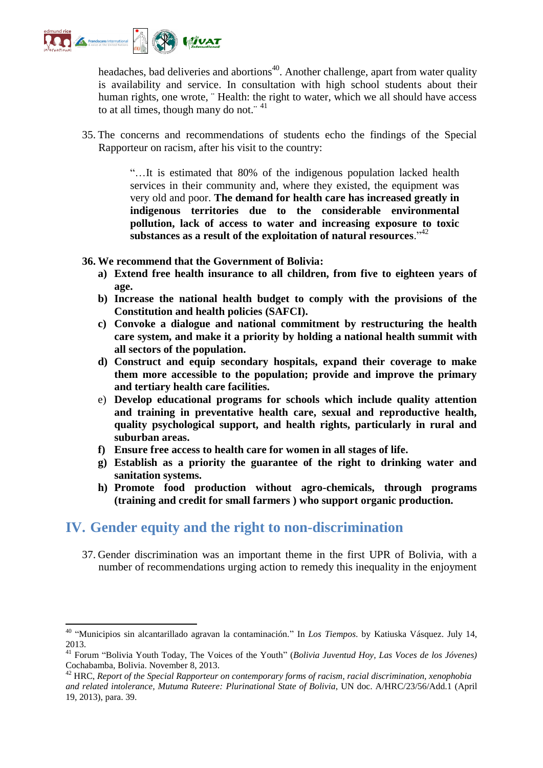headaches, bad deliveries and abortions[40]. Another challenge, apart from water quality is availability and service. In consultation with high school students about their human rights, one wrote, ¨ Health: the right to water, which we all should have access to at all times, though many do not.¨ [41]

35. The concerns and recommendations of students echo the findings of the Special Rapporteur on racism, after his visit to the country:

> "…It is estimated that 80% of the indigenous population lacked health services in their community and, where they existed, the equipment was very old and poor. **The demand for health care has increased greatly in indigenous territories due to the considerable environmental pollution, lack of access to water and increasing exposure to toxic substances as a result of the exploitation of natural resources**."[42]

**36. We recommend that the Government of Bolivia:**

- **a) Extend free health insurance to all children, from five to eighteen years of age.**
- **b) Increase the national health budget to comply with the provisions of the Constitution and health policies (SAFCI).**
- **c) Convoke a dialogue and national commitment by restructuring the health care system, and make it a priority by holding a national health summit with all sectors of the population.**
- **d) Construct and equip secondary hospitals, expand their coverage to make them more accessible to the population; provide and improve the primary and tertiary health care facilities.**
- e) **Develop educational programs for schools which include quality attention and training in preventative health care, sexual and reproductive health, quality psychological support, and health rights, particularly in rural and suburban areas.**
- **f) Ensure free access to health care for women in all stages of life.**
- **g) Establish as a priority the guarantee of the right to drinking water and sanitation systems.**
- **h) Promote food production without agro-chemicals, through programs (training and credit for small farmers ) who support organic production.**

## IV. Gender equity and the right to non-discrimination

37. Gender discrimination was an important theme in the first UPR of Bolivia, with a number of recommendations urging action to remedy this inequality in the enjoyment

---

[40] "Municipios sin alcantarillado agravan la contaminación." In *Los Tiempos*. by Katiuska Vásquez. July 14, 2013.

[41] Forum "Bolivia Youth Today, The Voices of the Youth" (*Bolivia Juventud Hoy, Las Voces de los Jóvenes)* Cochabamba, Bolivia. November 8, 2013.

[42] HRC, *Report of the Special Rapporteur on contemporary forms of racism, racial discrimination, xenophobia and related intolerance, Mutuma Ruteere: Plurinational State of Bolivia*, UN doc. A/HRC/23/56/Add.1 (April 19, 2013), para. 39.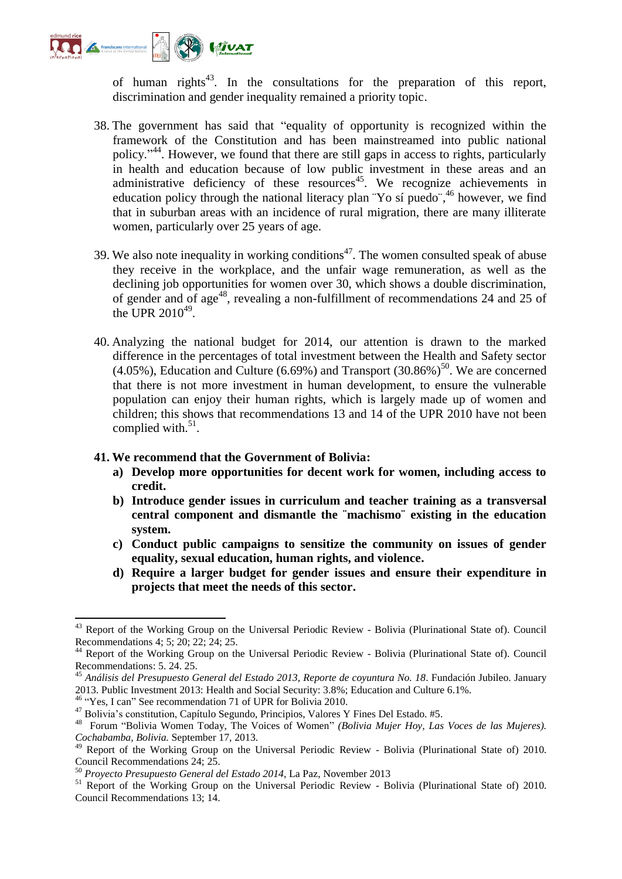of human rights[43]. In the consultations for the preparation of this report, discrimination and gender inequality remained a priority topic.

38. The government has said that "equality of opportunity is recognized within the framework of the Constitution and has been mainstreamed into public national policy."[44]. However, we found that there are still gaps in access to rights, particularly in health and education because of low public investment in these areas and an administrative deficiency of these resources[45]. We recognize achievements in education policy through the national literacy plan ¨Yo sí puedo¨,[46] however, we find that in suburban areas with an incidence of rural migration, there are many illiterate women, particularly over 25 years of age.

39. We also note inequality in working conditions[47]. The women consulted speak of abuse they receive in the workplace, and the unfair wage remuneration, as well as the declining job opportunities for women over 30, which shows a double discrimination, of gender and of age[48], revealing a non-fulfillment of recommendations 24 and 25 of the UPR 2010[49].

40. Analyzing the national budget for 2014, our attention is drawn to the marked difference in the percentages of total investment between the Health and Safety sector (4.05%), Education and Culture (6.69%) and Transport (30.86%)[50]. We are concerned that there is not more investment in human development, to ensure the vulnerable population can enjoy their human rights, which is largely made up of women and children; this shows that recommendations 13 and 14 of the UPR 2010 have not been complied with.[51].

**41. We recommend that the Government of Bolivia:**

**a) Develop more opportunities for decent work for women, including access to credit.**

**b) Introduce gender issues in curriculum and teacher training as a transversal central component and dismantle the ¨machismo¨ existing in the education system.**

**c) Conduct public campaigns to sensitize the community on issues of gender equality, sexual education, human rights, and violence.**

**d) Require a larger budget for gender issues and ensure their expenditure in projects that meet the needs of this sector.**

---

[43] Report of the Working Group on the Universal Periodic Review - Bolivia (Plurinational State of). Council Recommendations 4; 5; 20; 22; 24; 25.

[44] Report of the Working Group on the Universal Periodic Review - Bolivia (Plurinational State of). Council Recommendations: 5. 24. 25.

[45] *Análisis del Presupuesto General del Estado 2013, Reporte de coyuntura No. 18*. Fundación Jubileo. January 2013. Public Investment 2013: Health and Social Security: 3.8%; Education and Culture 6.1%.

[46] "Yes, I can" See recommendation 71 of UPR for Bolivia 2010.

[47] Bolivia's constitution, Capítulo Segundo, Principios, Valores Y Fines Del Estado. #5.

[48] Forum "Bolivia Women Today, The Voices of Women" *(Bolivia Mujer Hoy, Las Voces de las Mujeres). Cochabamba, Bolivia.* September 17, 2013.

[49] Report of the Working Group on the Universal Periodic Review - Bolivia (Plurinational State of) 2010. Council Recommendations 24; 25.

[50] *Proyecto Presupuesto General del Estado 2014,* La Paz, November 2013

[51] Report of the Working Group on the Universal Periodic Review - Bolivia (Plurinational State of) 2010. Council Recommendations 13; 14.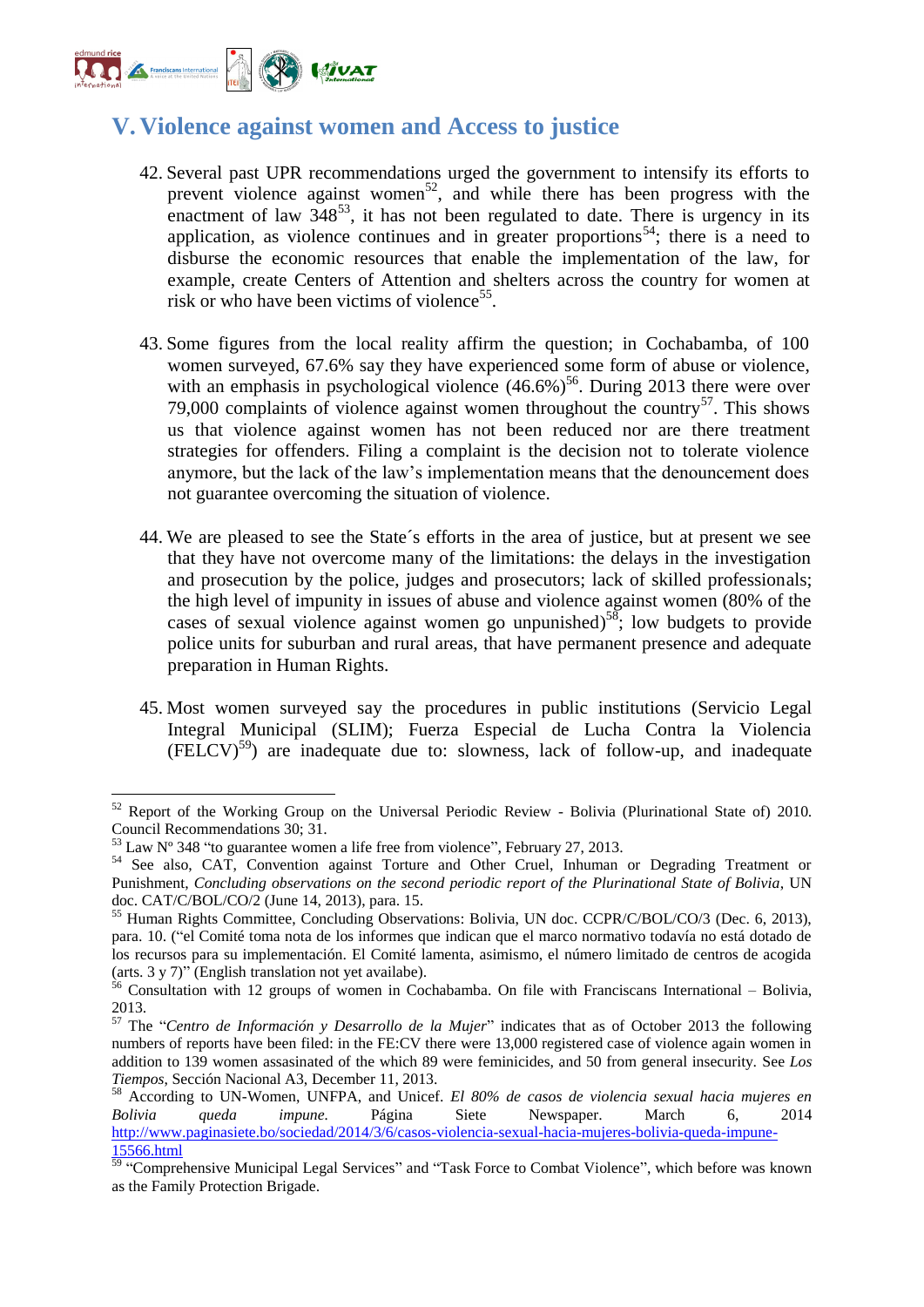## V. Violence against women and Access to justice

42. Several past UPR recommendations urged the government to intensify its efforts to prevent violence against women[52], and while there has been progress with the enactment of law 348[53], it has not been regulated to date. There is urgency in its application, as violence continues and in greater proportions[54]; there is a need to disburse the economic resources that enable the implementation of the law, for example, create Centers of Attention and shelters across the country for women at risk or who have been victims of violence[55].

43. Some figures from the local reality affirm the question; in Cochabamba, of 100 women surveyed, 67.6% say they have experienced some form of abuse or violence, with an emphasis in psychological violence (46.6%)[56]. During 2013 there were over 79,000 complaints of violence against women throughout the country[57]. This shows us that violence against women has not been reduced nor are there treatment strategies for offenders. Filing a complaint is the decision not to tolerate violence anymore, but the lack of the law's implementation means that the denouncement does not guarantee overcoming the situation of violence.

44. We are pleased to see the State´s efforts in the area of justice, but at present we see that they have not overcome many of the limitations: the delays in the investigation and prosecution by the police, judges and prosecutors; lack of skilled professionals; the high level of impunity in issues of abuse and violence against women (80% of the cases of sexual violence against women go unpunished)[58]; low budgets to provide police units for suburban and rural areas, that have permanent presence and adequate preparation in Human Rights.

45. Most women surveyed say the procedures in public institutions (Servicio Legal Integral Municipal (SLIM); Fuerza Especial de Lucha Contra la Violencia (FELCV)[59]) are inadequate due to: slowness, lack of follow-up, and inadequate

---

[52] Report of the Working Group on the Universal Periodic Review - Bolivia (Plurinational State of) 2010. Council Recommendations 30; 31.

[53] Law Nº 348 "to guarantee women a life free from violence", February 27, 2013.

[54] See also, CAT, Convention against Torture and Other Cruel, Inhuman or Degrading Treatment or Punishment, *Concluding observations on the second periodic report of the Plurinational State of Bolivia*, UN doc. CAT/C/BOL/CO/2 (June 14, 2013), para. 15.

[55] Human Rights Committee, Concluding Observations: Bolivia, UN doc. CCPR/C/BOL/CO/3 (Dec. 6, 2013), para. 10. ("el Comité toma nota de los informes que indican que el marco normativo todavía no está dotado de los recursos para su implementación. El Comité lamenta, asimismo, el número limitado de centros de acogida (arts. 3 y 7)" (English translation not yet availabe).

[56] Consultation with 12 groups of women in Cochabamba. On file with Franciscans International – Bolivia, 2013.

[57] The "*Centro de Información y Desarrollo de la Mujer*" indicates that as of October 2013 the following numbers of reports have been filed: in the FE:CV there were 13,000 registered case of violence again women in addition to 139 women assasinated of the which 89 were feminicides, and 50 from general insecurity. See *Los Tiempos*, Sección Nacional A3, December 11, 2013.

[58] According to UN-Women, UNFPA, and Unicef. *El 80% de casos de violencia sexual hacia mujeres en Bolivia queda impune.* Página Siete Newspaper. March 6, 2014 http://www.paginasiete.bo/sociedad/2014/3/6/casos-violencia-sexual-hacia-mujeres-bolivia-queda-impune-15566.html

[59] "Comprehensive Municipal Legal Services" and "Task Force to Combat Violence", which before was known as the Family Protection Brigade.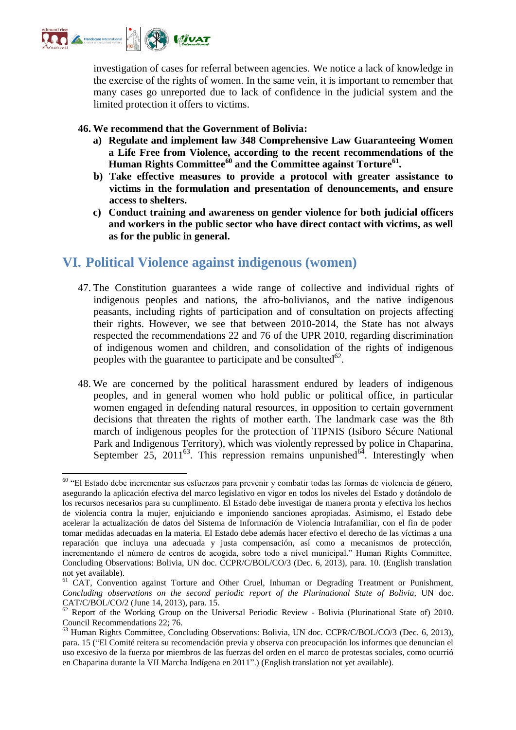investigation of cases for referral between agencies. We notice a lack of knowledge in the exercise of the rights of women. In the same vein, it is important to remember that many cases go unreported due to lack of confidence in the judicial system and the limited protection it offers to victims.

**46. We recommend that the Government of Bolivia:**

- **a) Regulate and implement law 348 Comprehensive Law Guaranteeing Women a Life Free from Violence, according to the recent recommendations of the Human Rights Committee[60] and the Committee against Torture[61].**
- **b) Take effective measures to provide a protocol with greater assistance to victims in the formulation and presentation of denouncements, and ensure access to shelters.**
- **c) Conduct training and awareness on gender violence for both judicial officers and workers in the public sector who have direct contact with victims, as well as for the public in general.**

## VI. Political Violence against indigenous (women)

47. The Constitution guarantees a wide range of collective and individual rights of indigenous peoples and nations, the afro-bolivianos, and the native indigenous peasants, including rights of participation and of consultation on projects affecting their rights. However, we see that between 2010-2014, the State has not always respected the recommendations 22 and 76 of the UPR 2010, regarding discrimination of indigenous women and children, and consolidation of the rights of indigenous peoples with the guarantee to participate and be consulted[62].

48. We are concerned by the political harassment endured by leaders of indigenous peoples, and in general women who hold public or political office, in particular women engaged in defending natural resources, in opposition to certain government decisions that threaten the rights of mother earth. The landmark case was the 8th march of indigenous peoples for the protection of TIPNIS (Isiboro Sécure National Park and Indigenous Territory), which was violently repressed by police in Chaparina, September 25, 2011[63]. This repression remains unpunished[64]. Interestingly when

---

[60] "El Estado debe incrementar sus esfuerzos para prevenir y combatir todas las formas de violencia de género, asegurando la aplicación efectiva del marco legislativo en vigor en todos los niveles del Estado y dotándolo de los recursos necesarios para su cumplimento. El Estado debe investigar de manera pronta y efectiva los hechos de violencia contra la mujer, enjuiciando e imponiendo sanciones apropiadas. Asimismo, el Estado debe acelerar la actualización de datos del Sistema de Información de Violencia Intrafamiliar, con el fin de poder tomar medidas adecuadas en la materia. El Estado debe además hacer efectivo el derecho de las víctimas a una reparación que incluya una adecuada y justa compensación, así como a mecanismos de protección, incrementando el número de centros de acogida, sobre todo a nivel municipal." Human Rights Committee, Concluding Observations: Bolivia, UN doc. CCPR/C/BOL/CO/3 (Dec. 6, 2013), para. 10. (English translation not yet available).

[61] CAT, Convention against Torture and Other Cruel, Inhuman or Degrading Treatment or Punishment, *Concluding observations on the second periodic report of the Plurinational State of Bolivia*, UN doc. CAT/C/BOL/CO/2 (June 14, 2013), para. 15.

[62] Report of the Working Group on the Universal Periodic Review - Bolivia (Plurinational State of) 2010. Council Recommendations 22; 76.

[63] Human Rights Committee, Concluding Observations: Bolivia, UN doc. CCPR/C/BOL/CO/3 (Dec. 6, 2013), para. 15 ("El Comité reitera su recomendación previa y observa con preocupación los informes que denuncian el uso excesivo de la fuerza por miembros de las fuerzas del orden en el marco de protestas sociales, como ocurrió en Chaparina durante la VII Marcha Indígena en 2011".) (English translation not yet available).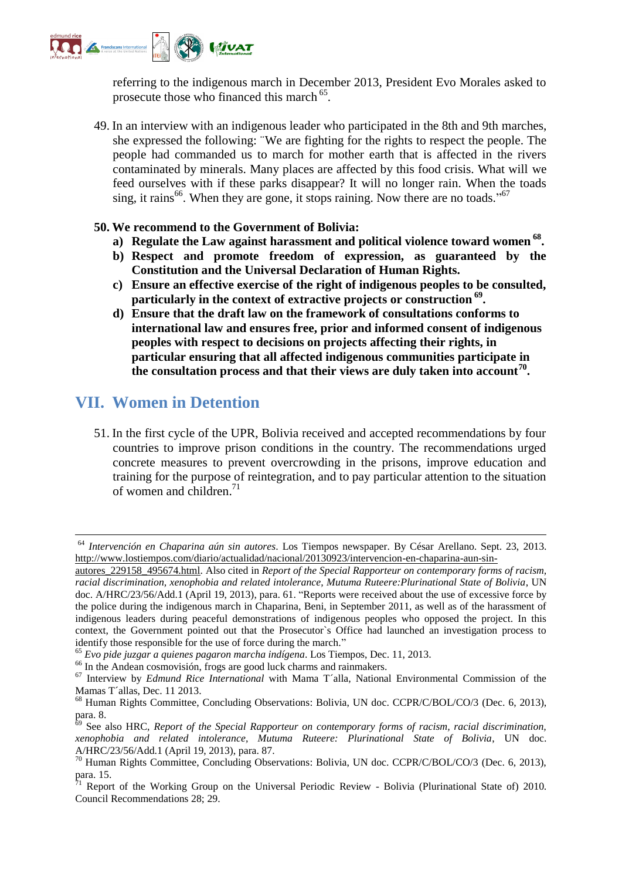referring to the indigenous march in December 2013, President Evo Morales asked to prosecute those who financed this march [65].

49. In an interview with an indigenous leader who participated in the 8th and 9th marches, she expressed the following: ¨We are fighting for the rights to respect the people. The people had commanded us to march for mother earth that is affected in the rivers contaminated by minerals. Many places are affected by this food crisis. What will we feed ourselves with if these parks disappear? It will no longer rain. When the toads sing, it rains[66]. When they are gone, it stops raining. Now there are no toads."[67]

**50. We recommend to the Government of Bolivia:**

**a) Regulate the Law against harassment and political violence toward women [68].**

**b) Respect and promote freedom of expression, as guaranteed by the Constitution and the Universal Declaration of Human Rights.**

**c) Ensure an effective exercise of the right of indigenous peoples to be consulted, particularly in the context of extractive projects or construction [69].**

**d) Ensure that the draft law on the framework of consultations conforms to international law and ensures free, prior and informed consent of indigenous peoples with respect to decisions on projects affecting their rights, in particular ensuring that all affected indigenous communities participate in the consultation process and that their views are duly taken into account[70].**

## VII. Women in Detention

51. In the first cycle of the UPR, Bolivia received and accepted recommendations by four countries to improve prison conditions in the country. The recommendations urged concrete measures to prevent overcrowding in the prisons, improve education and training for the purpose of reintegration, and to pay particular attention to the situation of women and children.[71]

---

[64] *Intervención en Chaparina aún sin autores*. Los Tiempos newspaper. By César Arellano. Sept. 23, 2013. http://www.lostiempos.com/diario/actualidad/nacional/20130923/intervencion-en-chaparina-aun-sin-autores_229158_495674.html. Also cited in *Report of the Special Rapporteur on contemporary forms of racism, racial discrimination, xenophobia and related intolerance, Mutuma Ruteere:Plurinational State of Bolivia*, UN doc. A/HRC/23/56/Add.1 (April 19, 2013), para. 61. "Reports were received about the use of excessive force by the police during the indigenous march in Chaparina, Beni, in September 2011, as well as of the harassment of indigenous leaders during peaceful demonstrations of indigenous peoples who opposed the project. In this context, the Government pointed out that the Prosecutor`s Office had launched an investigation process to identify those responsible for the use of force during the march."

[65] *Evo pide juzgar a quienes pagaron marcha indígena*. Los Tiempos, Dec. 11, 2013.

[66] In the Andean cosmovisión, frogs are good luck charms and rainmakers.

[67] Interview by *Edmund Rice International* with Mama T´alla, National Environmental Commission of the Mamas T´allas, Dec. 11 2013.

[68] Human Rights Committee, Concluding Observations: Bolivia, UN doc. CCPR/C/BOL/CO/3 (Dec. 6, 2013), para. 8.

[69] See also HRC, *Report of the Special Rapporteur on contemporary forms of racism, racial discrimination, xenophobia and related intolerance, Mutuma Ruteere: Plurinational State of Bolivia*, UN doc. A/HRC/23/56/Add.1 (April 19, 2013), para. 87.

[70] Human Rights Committee, Concluding Observations: Bolivia, UN doc. CCPR/C/BOL/CO/3 (Dec. 6, 2013), para. 15.

[71] Report of the Working Group on the Universal Periodic Review - Bolivia (Plurinational State of) 2010. Council Recommendations 28; 29.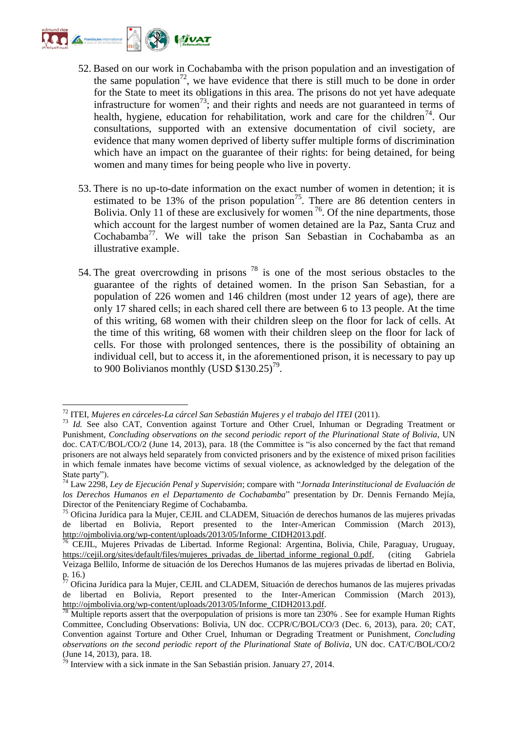52. Based on our work in Cochabamba with the prison population and an investigation of the same population[72], we have evidence that there is still much to be done in order for the State to meet its obligations in this area. The prisons do not yet have adequate infrastructure for women[73]; and their rights and needs are not guaranteed in terms of health, hygiene, education for rehabilitation, work and care for the children[74]. Our consultations, supported with an extensive documentation of civil society, are evidence that many women deprived of liberty suffer multiple forms of discrimination which have an impact on the guarantee of their rights: for being detained, for being women and many times for being people who live in poverty.

53. There is no up-to-date information on the exact number of women in detention; it is estimated to be 13% of the prison population[75]. There are 86 detention centers in Bolivia. Only 11 of these are exclusively for women [76]. Of the nine departments, those which account for the largest number of women detained are la Paz, Santa Cruz and Cochabamba[77]. We will take the prison San Sebastian in Cochabamba as an illustrative example.

54. The great overcrowding in prisons [78] is one of the most serious obstacles to the guarantee of the rights of detained women. In the prison San Sebastian, for a population of 226 women and 146 children (most under 12 years of age), there are only 17 shared cells; in each shared cell there are between 6 to 13 people. At the time of this writing, 68 women with their children sleep on the floor for lack of cells. At the time of this writing, 68 women with their children sleep on the floor for lack of cells. For those with prolonged sentences, there is the possibility of obtaining an individual cell, but to access it, in the aforementioned prison, it is necessary to pay up to 900 Bolivianos monthly (USD $130.25)[79].

---

[72] ITEI, *Mujeres en cárceles-La cárcel San Sebastián Mujeres y el trabajo del ITEI* (2011).

[73] *Id.* See also CAT, Convention against Torture and Other Cruel, Inhuman or Degrading Treatment or Punishment, *Concluding observations on the second periodic report of the Plurinational State of Bolivia*, UN doc. CAT/C/BOL/CO/2 (June 14, 2013), para. 18 (the Committee is "is also concerned by the fact that remand prisoners are not always held separately from convicted prisoners and by the existence of mixed prison facilities in which female inmates have become victims of sexual violence, as acknowledged by the delegation of the State party").

[74] Law 2298, *Ley de Ejecución Penal y Supervisión*; compare with "*Jornada Interinstitucional de Evaluación de los Derechos Humanos en el Departamento de Cochabamba*" presentation by Dr. Dennis Fernando Mejía, Director of the Penitenciary Regime of Cochabamba.

[75] Oficina Jurídica para la Mujer, CEJIL and CLADEM, Situación de derechos humanos de las mujeres privadas de libertad en Bolivia, Report presented to the Inter-American Commission (March 2013), http://ojmbolivia.org/wp-content/uploads/2013/05/Informe_CIDH2013.pdf.

[76] CEJIL, Mujeres Privadas de Libertad. Informe Regional: Argentina, Bolivia, Chile, Paraguay, Uruguay, https://cejil.org/sites/default/files/mujeres_privadas_de_libertad_informe_regional_0.pdf, (citing Gabriela Veizaga Bellilo, Informe de situación de los Derechos Humanos de las mujeres privadas de libertad en Bolivia, p. 16.)

[77] Oficina Jurídica para la Mujer, CEJIL and CLADEM, Situación de derechos humanos de las mujeres privadas de libertad en Bolivia, Report presented to the Inter-American Commission (March 2013), http://ojmbolivia.org/wp-content/uploads/2013/05/Informe_CIDH2013.pdf.

[78] Multiple reports assert that the overpopulation of prisions is more tan 230% . See for example Human Rights Committee, Concluding Observations: Bolivia, UN doc. CCPR/C/BOL/CO/3 (Dec. 6, 2013), para. 20; CAT, Convention against Torture and Other Cruel, Inhuman or Degrading Treatment or Punishment, *Concluding observations on the second periodic report of the Plurinational State of Bolivia*, UN doc. CAT/C/BOL/CO/2 (June 14, 2013), para. 18.

[79] Interview with a sick inmate in the San Sebastián prision. January 27, 2014.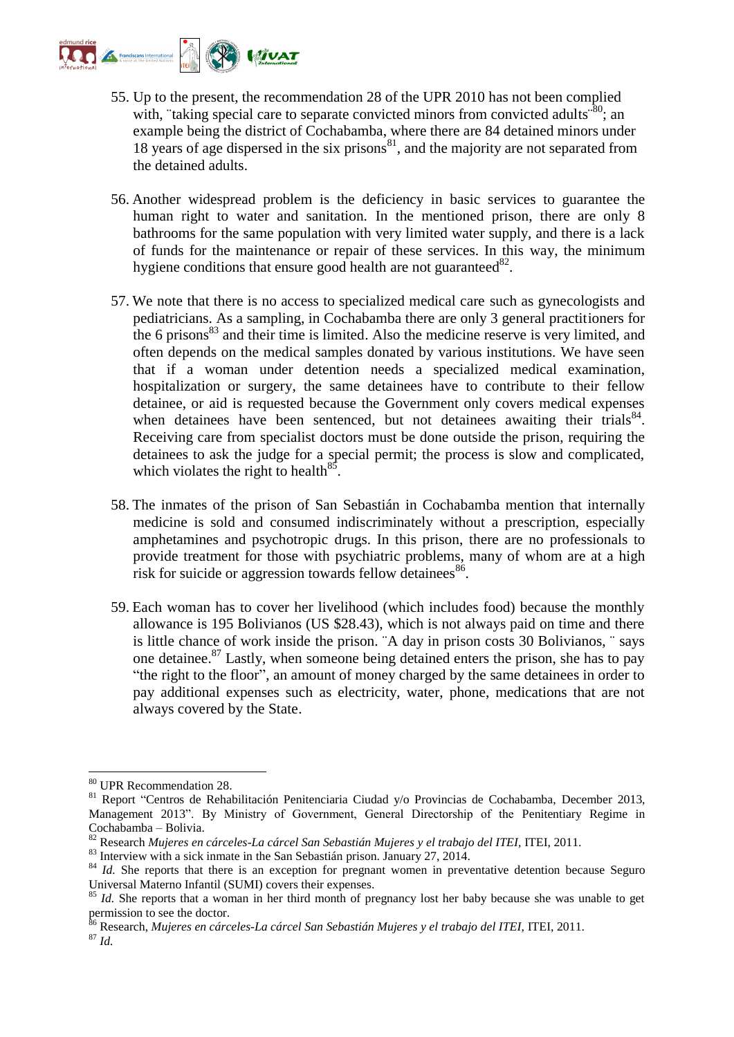55. Up to the present, the recommendation 28 of the UPR 2010 has not been complied with, ¨taking special care to separate convicted minors from convicted adults¨[80]; an example being the district of Cochabamba, where there are 84 detained minors under 18 years of age dispersed in the six prisons[81], and the majority are not separated from the detained adults.

56. Another widespread problem is the deficiency in basic services to guarantee the human right to water and sanitation. In the mentioned prison, there are only 8 bathrooms for the same population with very limited water supply, and there is a lack of funds for the maintenance or repair of these services. In this way, the minimum hygiene conditions that ensure good health are not guaranteed[82].

57. We note that there is no access to specialized medical care such as gynecologists and pediatricians. As a sampling, in Cochabamba there are only 3 general practitioners for the 6 prisons[83] and their time is limited. Also the medicine reserve is very limited, and often depends on the medical samples donated by various institutions. We have seen that if a woman under detention needs a specialized medical examination, hospitalization or surgery, the same detainees have to contribute to their fellow detainee, or aid is requested because the Government only covers medical expenses when detainees have been sentenced, but not detainees awaiting their trials[84]. Receiving care from specialist doctors must be done outside the prison, requiring the detainees to ask the judge for a special permit; the process is slow and complicated, which violates the right to health[85].

58. The inmates of the prison of San Sebastián in Cochabamba mention that internally medicine is sold and consumed indiscriminately without a prescription, especially amphetamines and psychotropic drugs. In this prison, there are no professionals to provide treatment for those with psychiatric problems, many of whom are at a high risk for suicide or aggression towards fellow detainees[86].

59. Each woman has to cover her livelihood (which includes food) because the monthly allowance is 195 Bolivianos (US $28.43), which is not always paid on time and there is little chance of work inside the prison. ¨A day in prison costs 30 Bolivianos, ¨ says one detainee.[87] Lastly, when someone being detained enters the prison, she has to pay "the right to the floor", an amount of money charged by the same detainees in order to pay additional expenses such as electricity, water, phone, medications that are not always covered by the State.

---

[80] UPR Recommendation 28.

[81] Report "Centros de Rehabilitación Penitenciaria Ciudad y/o Provincias de Cochabamba, December 2013, Management 2013". By Ministry of Government, General Directorship of the Penitentiary Regime in Cochabamba – Bolivia.

[82] Research *Mujeres en cárceles-La cárcel San Sebastián Mujeres y el trabajo del ITEI*, ITEI, 2011.

[83] Interview with a sick inmate in the San Sebastián prison. January 27, 2014.

[84] *Id.* She reports that there is an exception for pregnant women in preventative detention because Seguro Universal Materno Infantil (SUMI) covers their expenses.

[85] *Id.* She reports that a woman in her third month of pregnancy lost her baby because she was unable to get permission to see the doctor.

[86] Research, *Mujeres en cárceles-La cárcel San Sebastián Mujeres y el trabajo del ITEI*, ITEI, 2011.

[87] *Id.*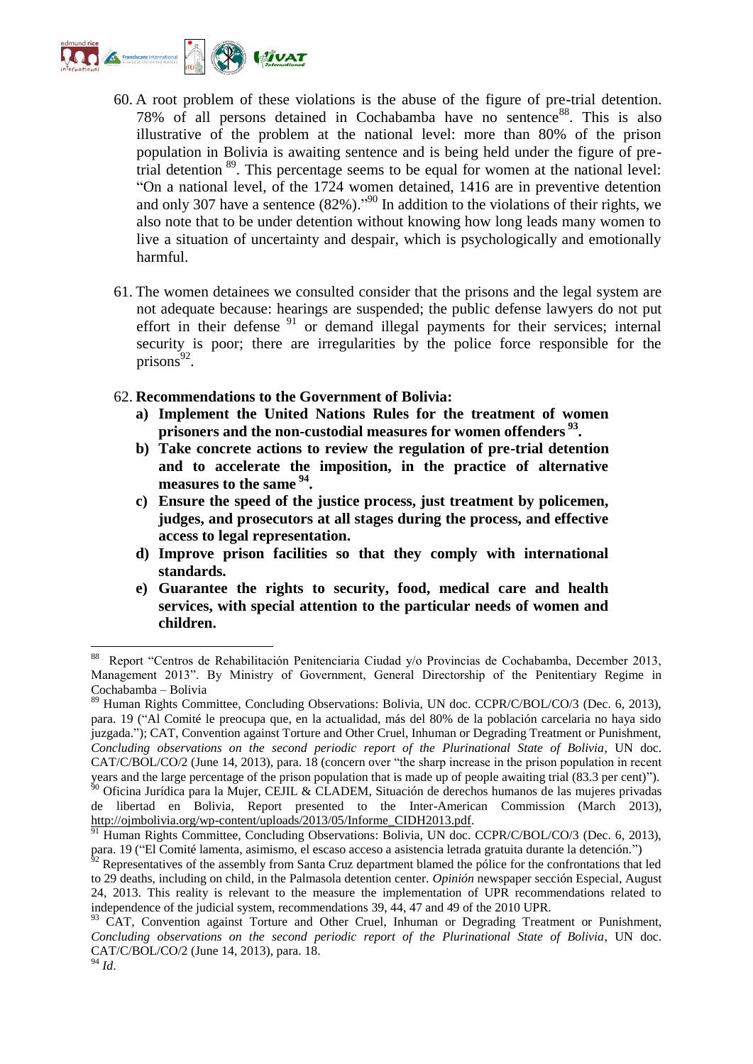60. A root problem of these violations is the abuse of the figure of pre-trial detention. 78% of all persons detained in Cochabamba have no sentence[88]. This is also illustrative of the problem at the national level: more than 80% of the prison population in Bolivia is awaiting sentence and is being held under the figure of pre-trial detention [89]. This percentage seems to be equal for women at the national level: "On a national level, of the 1724 women detained, 1416 are in preventive detention and only 307 have a sentence (82%)."[90] In addition to the violations of their rights, we also note that to be under detention without knowing how long leads many women to live a situation of uncertainty and despair, which is psychologically and emotionally harmful.

61. The women detainees we consulted consider that the prisons and the legal system are not adequate because: hearings are suspended; the public defense lawyers do not put effort in their defense [91] or demand illegal payments for their services; internal security is poor; there are irregularities by the police force responsible for the prisons[92].

62. **Recommendations to the Government of Bolivia:**
    - **a) Implement the United Nations Rules for the treatment of women prisoners and the non-custodial measures for women offenders [93].**
    - **b) Take concrete actions to review the regulation of pre-trial detention and to accelerate the imposition, in the practice of alternative measures to the same [94].**
    - **c) Ensure the speed of the justice process, just treatment by policemen, judges, and prosecutors at all stages during the process, and effective access to legal representation.**
    - **d) Improve prison facilities so that they comply with international standards.**
    - **e) Guarantee the rights to security, food, medical care and health services, with special attention to the particular needs of women and children.**

---

[88] Report "Centros de Rehabilitación Penitenciaria Ciudad y/o Provincias de Cochabamba, December 2013, Management 2013". By Ministry of Government, General Directorship of the Penitentiary Regime in Cochabamba – Bolivia

[89] Human Rights Committee, Concluding Observations: Bolivia, UN doc. CCPR/C/BOL/CO/3 (Dec. 6, 2013), para. 19 ("Al Comité le preocupa que, en la actualidad, más del 80% de la población carcelaria no haya sido juzgada."); CAT, Convention against Torture and Other Cruel, Inhuman or Degrading Treatment or Punishment, *Concluding observations on the second periodic report of the Plurinational State of Bolivia*, UN doc. CAT/C/BOL/CO/2 (June 14, 2013), para. 18 (concern over "the sharp increase in the prison population in recent years and the large percentage of the prison population that is made up of people awaiting trial (83.3 per cent)").

[90] Oficina Jurídica para la Mujer, CEJIL & CLADEM, Situación de derechos humanos de las mujeres privadas de libertad en Bolivia, Report presented to the Inter-American Commission (March 2013), http://ojmbolivia.org/wp-content/uploads/2013/05/Informe_CIDH2013.pdf.

[91] Human Rights Committee, Concluding Observations: Bolivia, UN doc. CCPR/C/BOL/CO/3 (Dec. 6, 2013), para. 19 ("El Comité lamenta, asimismo, el escaso acceso a asistencia letrada gratuita durante la detención.")

[92] Representatives of the assembly from Santa Cruz department blamed the pólice for the confrontations that led to 29 deaths, including on child, in the Palmasola detention center. *Opinión* newspaper sección Especial, August 24, 2013. This reality is relevant to the measure the implementation of UPR recommendations related to independence of the judicial system, recommendations 39, 44, 47 and 49 of the 2010 UPR.

[93] CAT, Convention against Torture and Other Cruel, Inhuman or Degrading Treatment or Punishment, *Concluding observations on the second periodic report of the Plurinational State of Bolivia*, UN doc. CAT/C/BOL/CO/2 (June 14, 2013), para. 18.

[94] *Id*.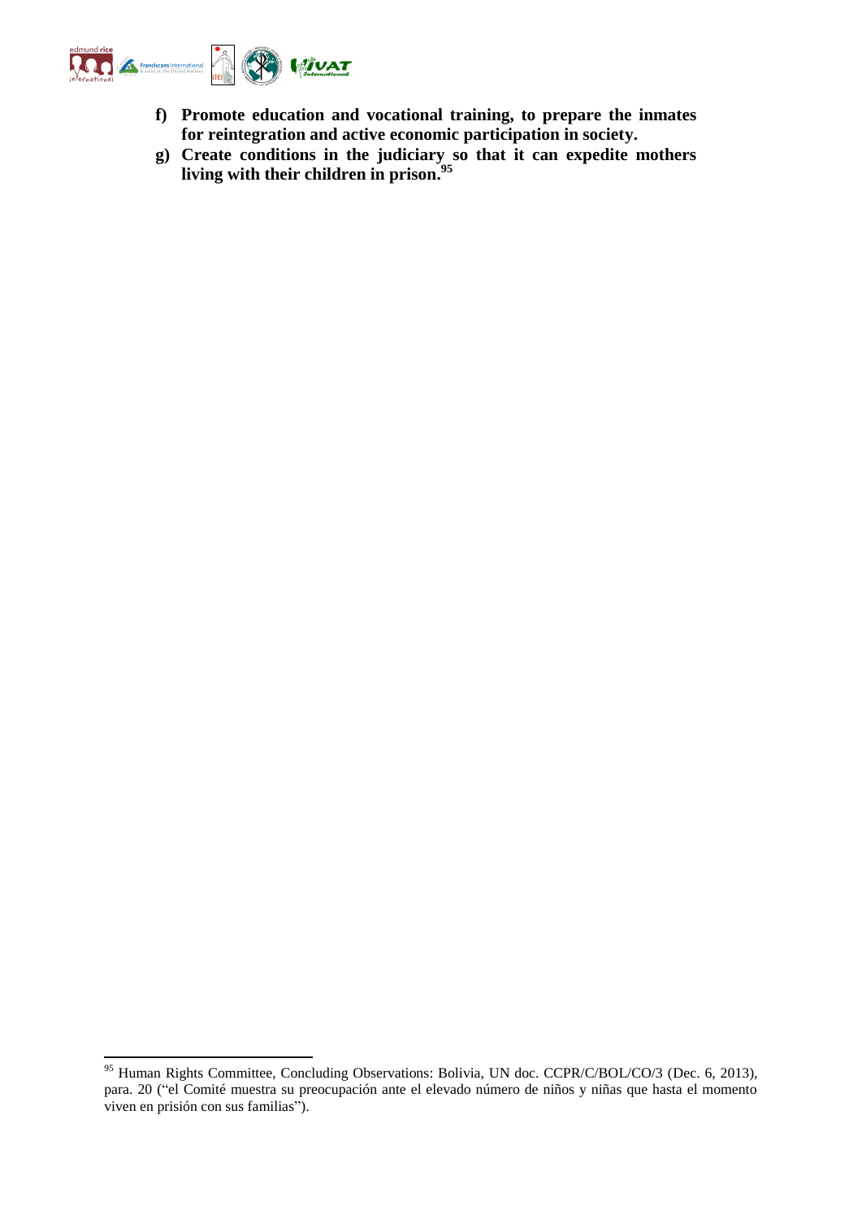f) **Promote education and vocational training, to prepare the inmates for reintegration and active economic participation in society.**

g) **Create conditions in the judiciary so that it can expedite mothers living with their children in prison.**[95]

[95] Human Rights Committee, Concluding Observations: Bolivia, UN doc. CCPR/C/BOL/CO/3 (Dec. 6, 2013), para. 20 ("el Comité muestra su preocupación ante el elevado número de niños y niñas que hasta el momento viven en prisión con sus familias").